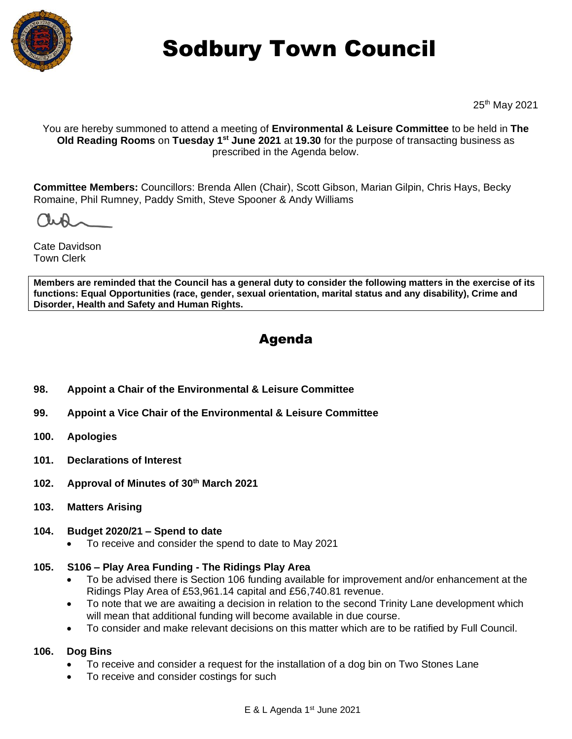# Sodbury Town Council

25th May 2021

You are hereby summoned to attend a meeting of **Environmental & Leisure Committee** to be held in **The Old Reading Rooms** on **Tuesday 1st June 2021** at **19.30** for the purpose of transacting business as prescribed in the Agenda below.

**Committee Members:** Councillors: Brenda Allen (Chair), Scott Gibson, Marian Gilpin, Chris Hays, Becky Romaine, Phil Rumney, Paddy Smith, Steve Spooner & Andy Williams

Cate Davidson
Town Clerk

**Members are reminded that the Council has a general duty to consider the following matters in the exercise of its functions: Equal Opportunities (race, gender, sexual orientation, marital status and any disability), Crime and Disorder, Health and Safety and Human Rights.**

## Agenda

**98. Appoint a Chair of the Environmental & Leisure Committee**

**99. Appoint a Vice Chair of the Environmental & Leisure Committee**

**100. Apologies**

**101. Declarations of Interest**

**102. Approval of Minutes of 30th March 2021**

**103. Matters Arising**

**104. Budget 2020/21 – Spend to date**

- To receive and consider the spend to date to May 2021

**105. S106 – Play Area Funding - The Ridings Play Area**

- To be advised there is Section 106 funding available for improvement and/or enhancement at the Ridings Play Area of £53,961.14 capital and £56,740.81 revenue.
- To note that we are awaiting a decision in relation to the second Trinity Lane development which will mean that additional funding will become available in due course.
- To consider and make relevant decisions on this matter which are to be ratified by Full Council.

**106. Dog Bins**

- To receive and consider a request for the installation of a dog bin on Two Stones Lane
- To receive and consider costings for such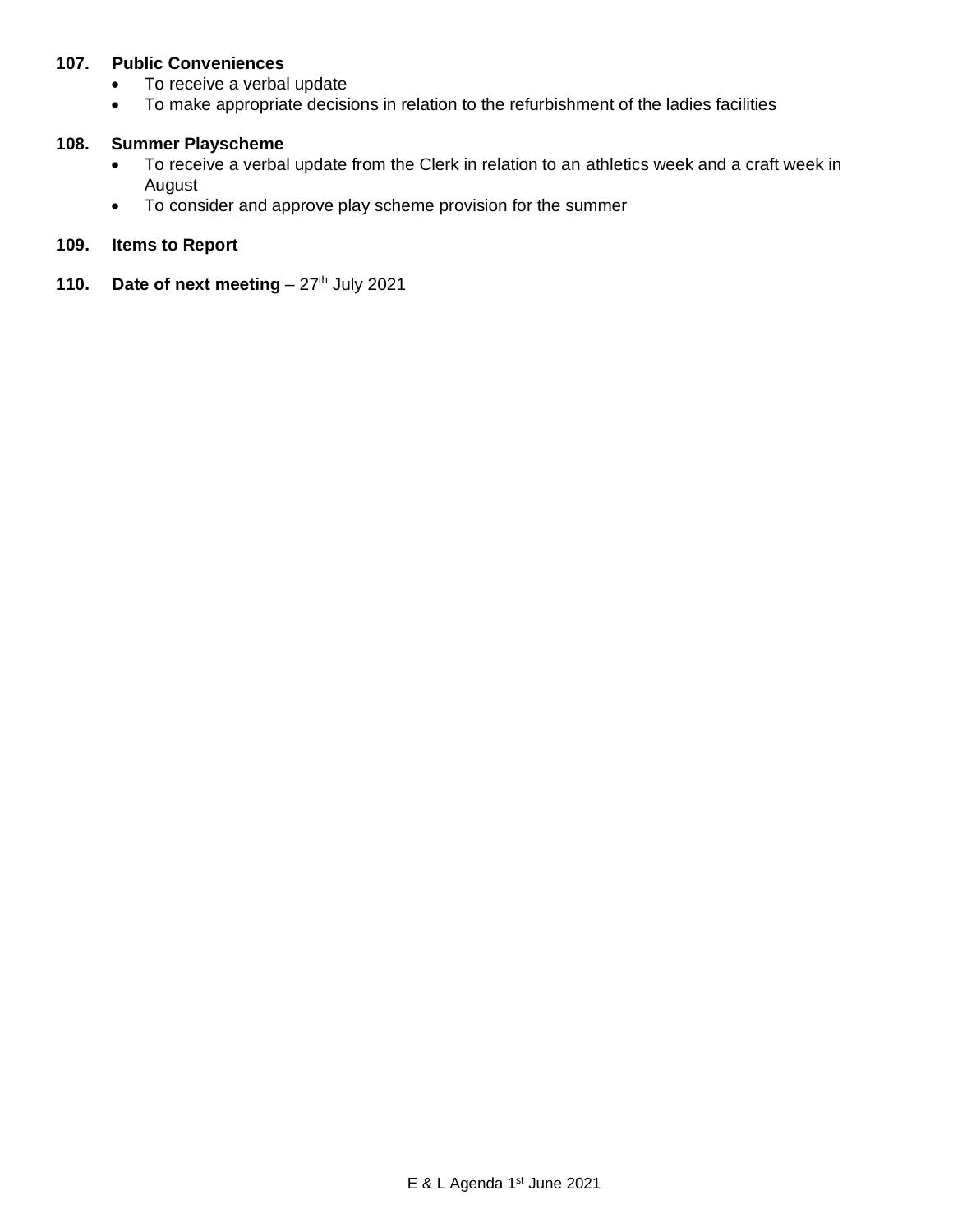**107. Public Conveniences**

- To receive a verbal update
- To make appropriate decisions in relation to the refurbishment of the ladies facilities

**108. Summer Playscheme**

- To receive a verbal update from the Clerk in relation to an athletics week and a craft week in August
- To consider and approve play scheme provision for the summer

**109. Items to Report**

**110. Date of next meeting** – 27th July 2021